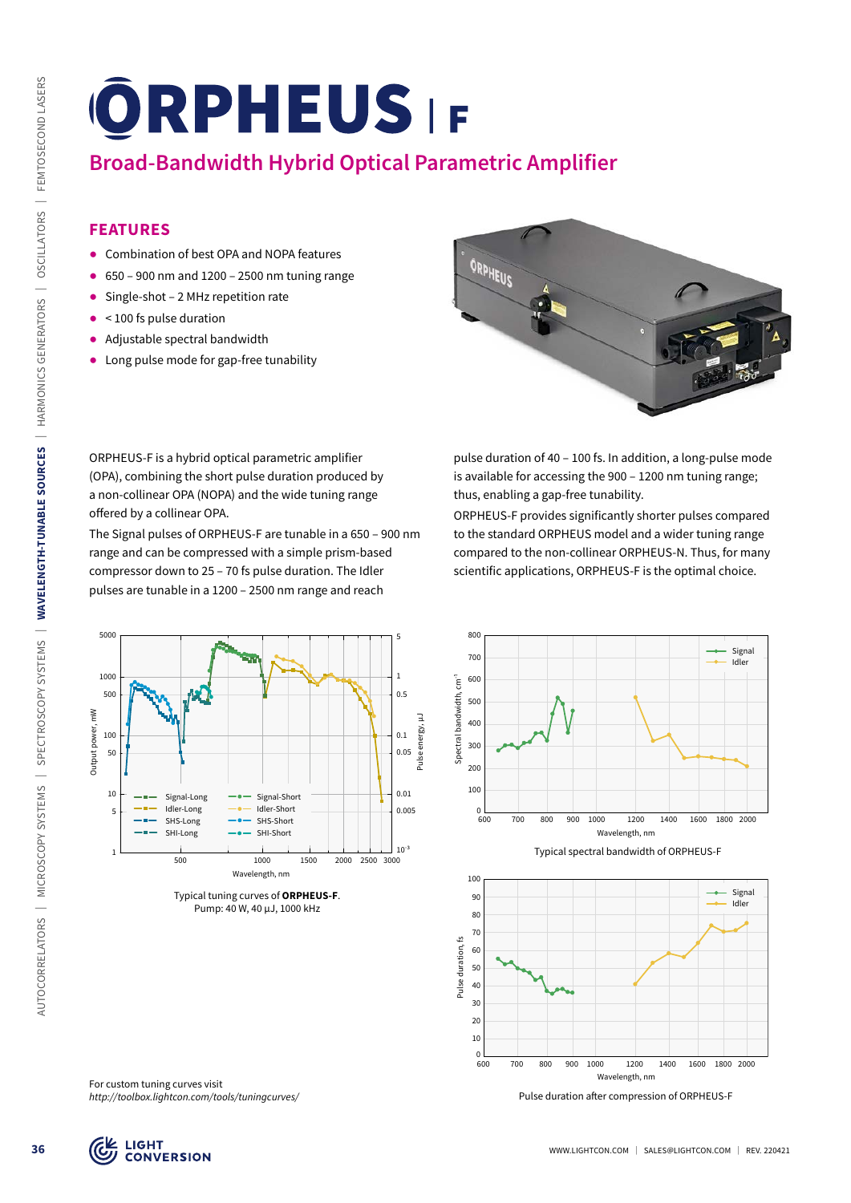# ORPHEUS | F

## Broad-Bandwidth Hybrid Optical Parametric Amplifier

### FEATURES

- Combination of best OPA and NOPA features
- 650 – 900 nm and 1200 – 2500 nm tuning range
- Single-shot – 2 MHz repetition rate
- < 100 fs pulse duration
- Adjustable spectral bandwidth
- Long pulse mode for gap-free tunability

ORPHEUS-F is a hybrid optical parametric amplifier (OPA), combining the short pulse duration produced by a non-collinear OPA (NOPA) and the wide tuning range offered by a collinear OPA.

The Signal pulses of ORPHEUS-F are tunable in a 650 – 900 nm range and can be compressed with a simple prism-based compressor down to 25 – 70 fs pulse duration. The Idler pulses are tunable in a 1200 – 2500 nm range and reach pulse duration of 40 – 100 fs. In addition, a long-pulse mode is available for accessing the 900 – 1200 nm tuning range; thus, enabling a gap-free tunability.

ORPHEUS-F provides significantly shorter pulses compared to the standard ORPHEUS model and a wider tuning range compared to the non-collinear ORPHEUS-N. Thus, for many scientific applications, ORPHEUS-F is the optimal choice.

Typical tuning curves of **ORPHEUS-F**.
Pump: 40 W, 40 µJ, 1000 kHz

Typical spectral bandwidth of ORPHEUS-F

Pulse duration after compression of ORPHEUS-F

For custom tuning curves visit
*http://toolbox.lightcon.com/tools/tuningcurves/*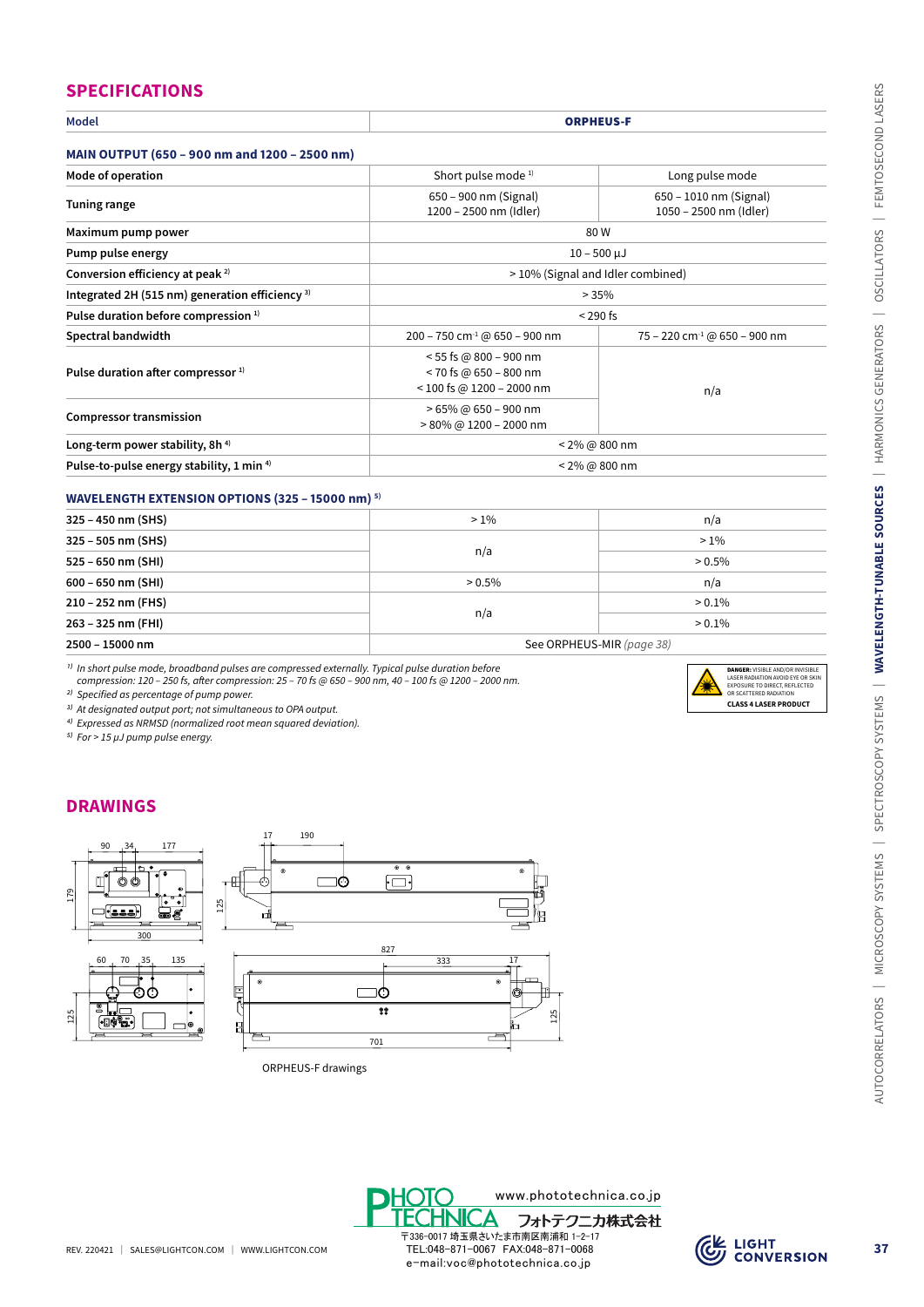## SPECIFICATIONS

| Model | ORPHEUS-F | |
|---|---|---|
| **MAIN OUTPUT (650 – 900 nm and 1200 – 2500 nm)** | | |
| Mode of operation | Short pulse mode [1] | Long pulse mode |
| Tuning range | 650 – 900 nm (Signal)<br>1200 – 2500 nm (Idler) | 650 – 1010 nm (Signal)<br>1050 – 2500 nm (Idler) |
| Maximum pump power | 80 W | |
| Pump pulse energy | 10 – 500 µJ | |
| Conversion efficiency at peak [2] | > 10% (Signal and Idler combined) | |
| Integrated 2H (515 nm) generation efficiency [3] | > 35% | |
| Pulse duration before compression [1] | < 290 fs | |
| Spectral bandwidth | 200 – 750 $cm^{-1}$ @ 650 – 900 nm | 75 – 220 $cm^{-1}$ @ 650 – 900 nm |
| Pulse duration after compressor [1] | < 55 fs @ 800 – 900 nm<br>< 70 fs @ 650 – 800 nm<br>< 100 fs @ 1200 – 2000 nm | n/a |
| Compressor transmission | > 65% @ 650 – 900 nm<br>> 80% @ 1200 – 2000 nm | n/a |
| Long-term power stability, 8h [4] | < 2% @ 800 nm | |
| Pulse-to-pulse energy stability, 1 min [4] | < 2% @ 800 nm | |
| **WAVELENGTH EXTENSION OPTIONS (325 – 15000 nm) [5]** | | |
| 325 – 450 nm (SHS) | > 1% | n/a |
| 325 – 505 nm (SHS) | n/a | > 1% |
| 525 – 650 nm (SHI) | n/a | > 0.5% |
| 600 – 650 nm (SHI) | > 0.5% | n/a |
| 210 – 252 nm (FHS) | n/a | > 0.1% |
| 263 – 325 nm (FHI) | n/a | > 0.1% |
| 2500 – 15000 nm | See ORPHEUS-MIR *(page 38)* | |

*[1] In short pulse mode, broadband pulses are compressed externally. Typical pulse duration before compression: 120 – 250 fs, after compression: 25 – 70 fs @ 650 – 900 nm, 40 – 100 fs @ 1200 – 2000 nm.*
*[2] Specified as percentage of pump power.*
*[3] At designated output port; not simultaneous to OPA output.*
*[4] Expressed as NRMSD (normalized root mean squared deviation).*
*[5] For > 15 µJ pump pulse energy.*

**DANGER:** VISIBLE AND/OR INVISIBLE LASER RADIATION AVOID EYE OR SKIN EXPOSURE TO DIRECT, REFLECTED OR SCATTERED RADIATION
**CLASS 4 LASER PRODUCT**

## DRAWINGS

90 34 177
179
300
17 190
125
60 70 35 135
125
827
333 17
125
701

ORPHEUS-F drawings

www.phototechnica.co.jp
フォトテクニカ株式会社
〒336-0017 埼玉県さいたま市南区南浦和 1-2-17
TEL:048-871-0067 FAX:048-871-0068
e-mail:voc@phototechnica.co.jp

REV. 220421 | SALES@LIGHTCON.COM | WWW.LIGHTCON.COM

LIGHT CONVERSION